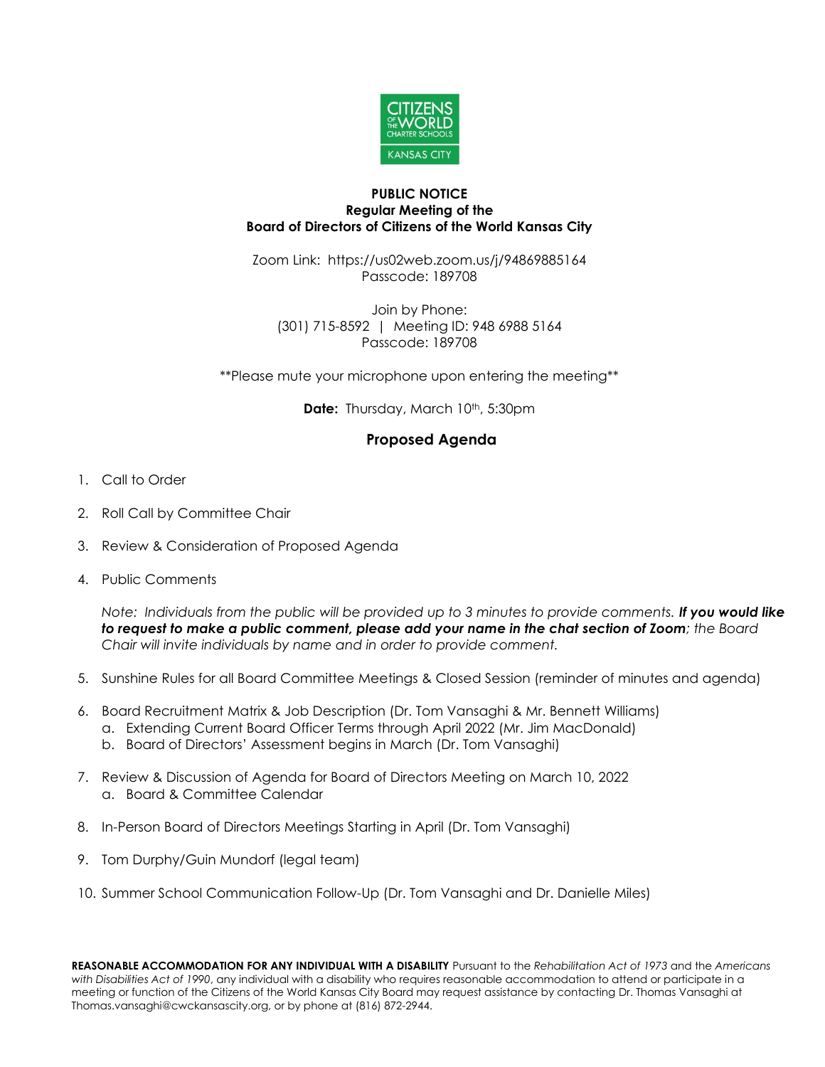CITIZENS OF THE WORLD CHARTER SCHOOLS KANSAS CITY

**PUBLIC NOTICE**
**Regular Meeting of the**
**Board of Directors of Citizens of the World Kansas City**

Zoom Link: https://us02web.zoom.us/j/94869885164
Passcode: 189708

Join by Phone:
(301) 715-8592 | Meeting ID: 948 6988 5164
Passcode: 189708

**Please mute your microphone upon entering the meeting**

**Date:** Thursday, March 10th, 5:30pm

## Proposed Agenda

1. Call to Order
2. Roll Call by Committee Chair
3. Review & Consideration of Proposed Agenda
4. Public Comments

   *Note: Individuals from the public will be provided up to 3 minutes to provide comments.* ***If you would like to request to make a public comment, please add your name in the chat section of Zoom****; the Board Chair will invite individuals by name and in order to provide comment.*

5. Sunshine Rules for all Board Committee Meetings & Closed Session (reminder of minutes and agenda)
6. Board Recruitment Matrix & Job Description (Dr. Tom Vansaghi & Mr. Bennett Williams)
   a. Extending Current Board Officer Terms through April 2022 (Mr. Jim MacDonald)
   b. Board of Directors' Assessment begins in March (Dr. Tom Vansaghi)
7. Review & Discussion of Agenda for Board of Directors Meeting on March 10, 2022
   a. Board & Committee Calendar
8. In-Person Board of Directors Meetings Starting in April (Dr. Tom Vansaghi)
9. Tom Durphy/Guin Mundorf (legal team)
10. Summer School Communication Follow-Up (Dr. Tom Vansaghi and Dr. Danielle Miles)

**REASONABLE ACCOMMODATION FOR ANY INDIVIDUAL WITH A DISABILITY** Pursuant to the *Rehabilitation Act of 1973* and the *Americans with Disabilities Act of 1990*, any individual with a disability who requires reasonable accommodation to attend or participate in a meeting or function of the Citizens of the World Kansas City Board may request assistance by contacting Dr. Thomas Vansaghi at Thomas.vansaghi@cwckansascity.org, or by phone at (816) 872-2944.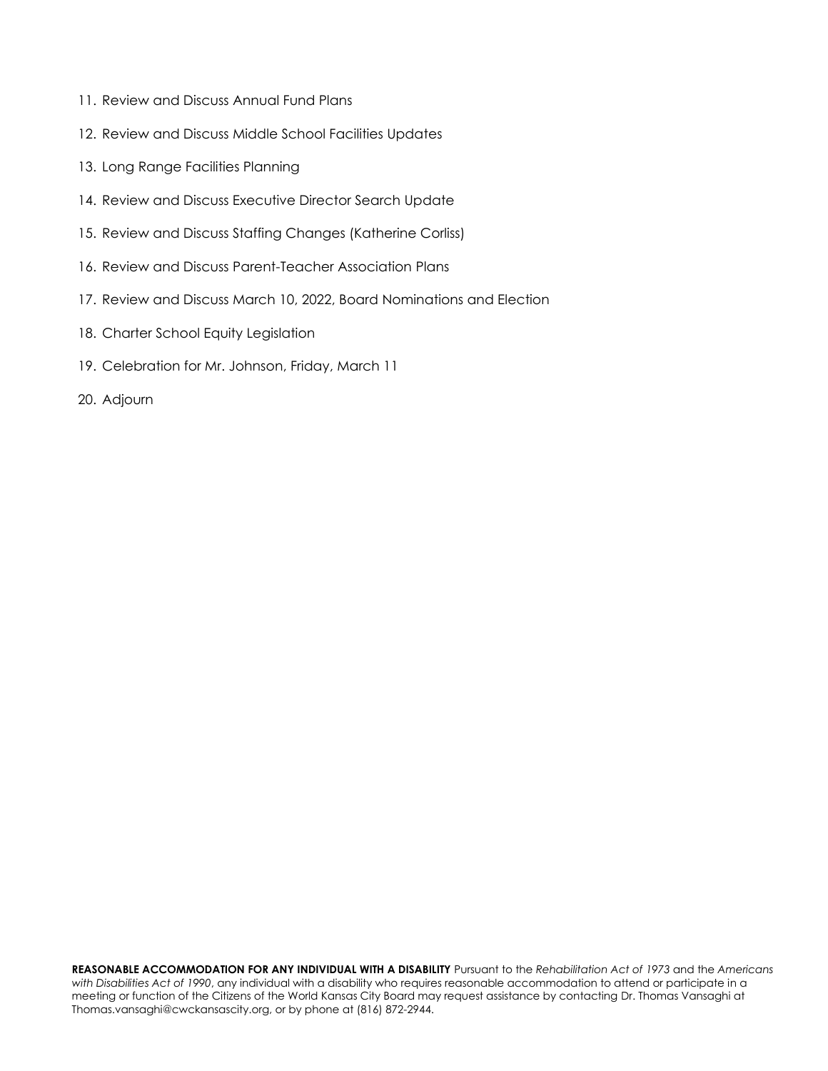11. Review and Discuss Annual Fund Plans
12. Review and Discuss Middle School Facilities Updates
13. Long Range Facilities Planning
14. Review and Discuss Executive Director Search Update
15. Review and Discuss Staffing Changes (Katherine Corliss)
16. Review and Discuss Parent-Teacher Association Plans
17. Review and Discuss March 10, 2022, Board Nominations and Election
18. Charter School Equity Legislation
19. Celebration for Mr. Johnson, Friday, March 11
20. Adjourn

**REASONABLE ACCOMMODATION FOR ANY INDIVIDUAL WITH A DISABILITY** Pursuant to the *Rehabilitation Act of 1973* and the *Americans with Disabilities Act of 1990*, any individual with a disability who requires reasonable accommodation to attend or participate in a meeting or function of the Citizens of the World Kansas City Board may request assistance by contacting Dr. Thomas Vansaghi at Thomas.vansaghi@cwckansascity.org, or by phone at (816) 872-2944.